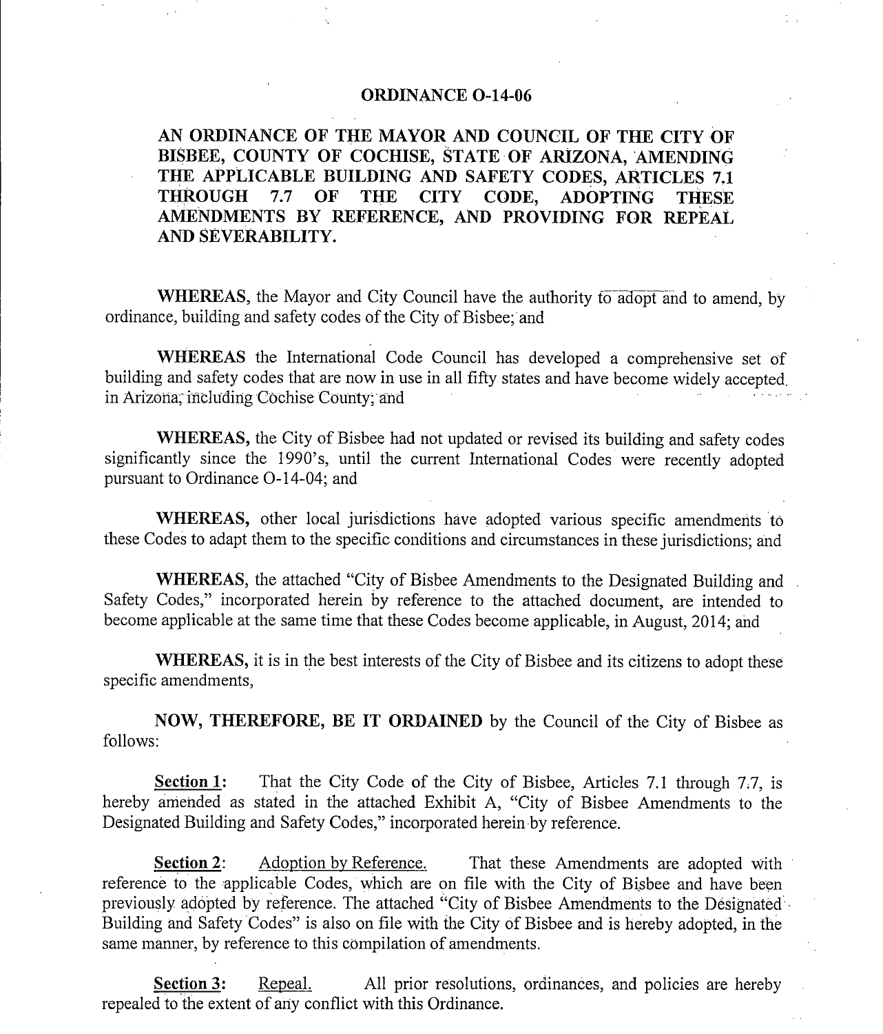# ORDINANCE O-14-06

## AN ORDINANCE OF THE MAYOR AND COUNCIL OF THE CITY OF BISBEE, COUNTY OF COCHISE, STATE OF ARIZONA, AMENDING THE APPLICABLE BUILDING AND SAFETY CODES, ARTICLES 7.1 THROUGH 7.7 OF THE CITY CODE, ADOPTING THESE AMENDMENTS BY REFERENCE, AND PROVIDING FOR REPEAL AND SEVERABILITY.

**WHEREAS,** the Mayor and City Council have the authority to adopt and to amend, by ordinance, building and safety codes of the City of Bisbee; and

**WHEREAS** the International Code Council has developed a comprehensive set of building and safety codes that are now in use in all fifty states and have become widely accepted in Arizona, including Cochise County; and

**WHEREAS,** the City of Bisbee had not updated or revised its building and safety codes significantly since the 1990's, until the current International Codes were recently adopted pursuant to Ordinance O-14-04; and

**WHEREAS,** other local jurisdictions have adopted various specific amendments to these Codes to adapt them to the specific conditions and circumstances in these jurisdictions; and

**WHEREAS,** the attached "City of Bisbee Amendments to the Designated Building and Safety Codes," incorporated herein by reference to the attached document, are intended to become applicable at the same time that these Codes become applicable, in August, 2014; and

**WHEREAS,** it is in the best interests of the City of Bisbee and its citizens to adopt these specific amendments,

**NOW, THEREFORE, BE IT ORDAINED** by the Council of the City of Bisbee as follows:

**Section 1:** That the City Code of the City of Bisbee, Articles 7.1 through 7.7, is hereby amended as stated in the attached Exhibit A, "City of Bisbee Amendments to the Designated Building and Safety Codes," incorporated herein by reference.

**Section 2**: Adoption by Reference. That these Amendments are adopted with reference to the applicable Codes, which are on file with the City of Bisbee and have been previously adopted by reference. The attached "City of Bisbee Amendments to the Designated Building and Safety Codes" is also on file with the City of Bisbee and is hereby adopted, in the same manner, by reference to this compilation of amendments.

**Section 3:** Repeal. All prior resolutions, ordinances, and policies are hereby repealed to the extent of any conflict with this Ordinance.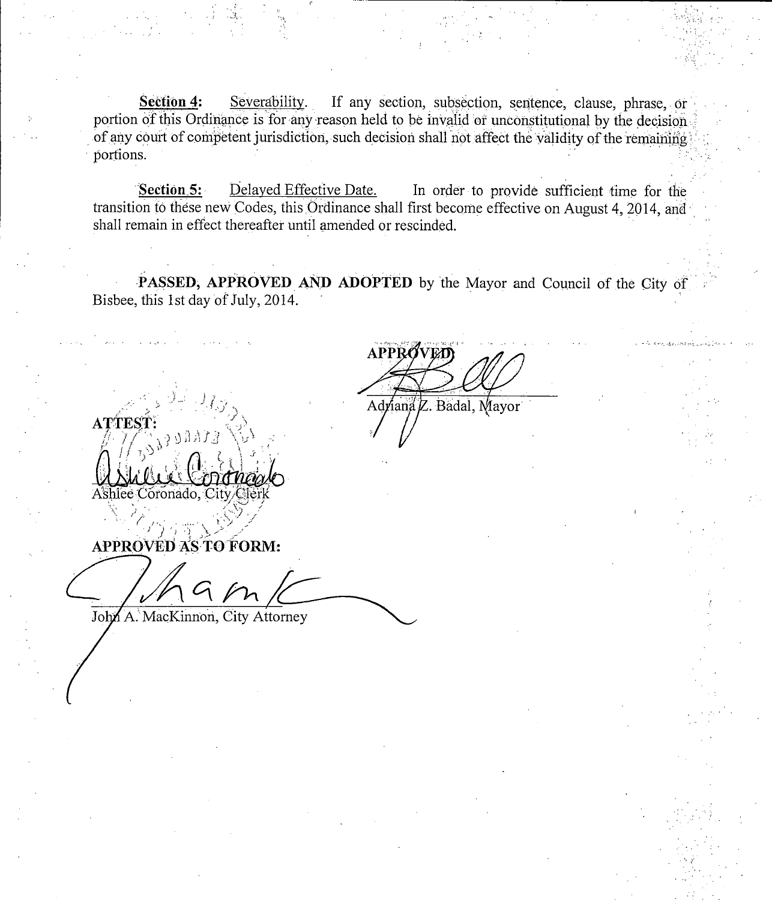**Section 4:** Severability. If any section, subsection, sentence, clause, phrase, or portion of this Ordinance is for any reason held to be invalid or unconstitutional by the decision of any court of competent jurisdiction, such decision shall not affect the validity of the remaining portions.

**Section 5:** Delayed Effective Date. In order to provide sufficient time for the transition to these new Codes, this Ordinance shall first become effective on August 4, 2014, and shall remain in effect thereafter until amended or rescinded.

**PASSED, APPROVED AND ADOPTED** by the Mayor and Council of the City of Bisbee, this 1st day of July, 2014.

**APPROVED**

Adriana Z. Badal, Mayor

**ATTEST:**

Ashlee Coronado, City Clerk

**APPROVED AS TO FORM:**

John A. MacKinnon, City Attorney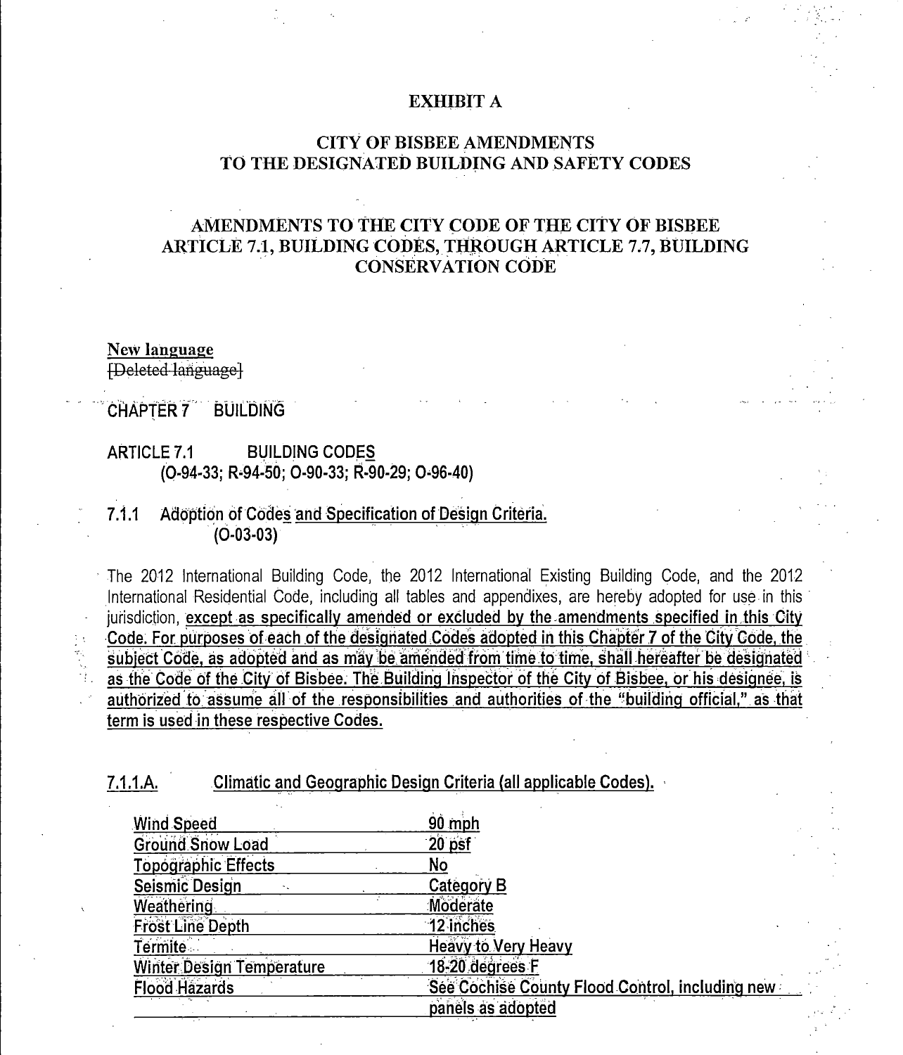# EXHIBIT A

## CITY OF BISBEE AMENDMENTS TO THE DESIGNATED BUILDING AND SAFETY CODES

## AMENDMENTS TO THE CITY CODE OF THE CITY OF BISBEE ARTICLE 7.1, BUILDING CODES, THROUGH ARTICLE 7.7, BUILDING CONSERVATION CODE

<u>**New language**</u>
~~[Deleted language]~~

CHAPTER 7 BUILDING

ARTICLE 7.1 BUILDING CODE<u>S</u>
(O-94-33; R-94-50; O-90-33; R-90-29; O-96-40)

7.1.1 Adoption of Code<u>s</u> <u>and Specification of Design Criteria.</u>
(O-03-03)

The 2012 International Building Code, the 2012 International Existing Building Code, and the 2012 International Residential Code, including all tables and appendixes, are hereby adopted for use in this jurisdiction, <u>**except as specifically amended or excluded by the amendments specified in this City Code. For purposes of each of the designated Codes adopted in this Chapter 7 of the City Code, the subject Code, as adopted and as may be amended from time to time, shall hereafter be designated as the Code of the City of Bisbee. The Building Inspector of the City of Bisbee, or his designee, is authorized to assume all of the responsibilities and authorities of the "building official," as that term is used in these respective Codes.**</u>

<u>7.1.1.A.</u> <u>Climatic and Geographic Design Criteria (all applicable Codes).</u>

| | |
|---|---|
| <u>Wind Speed</u> | <u>90 mph</u> |
| <u>Ground Snow Load</u> | <u>20 psf</u> |
| <u>Topographic Effects</u> | <u>No</u> |
| <u>Seismic Design</u> | <u>Category B</u> |
| <u>Weathering</u> | <u>Moderate</u> |
| <u>Frost Line Depth</u> | <u>12 inches</u> |
| <u>Termite</u> | <u>Heavy to Very Heavy</u> |
| <u>Winter Design Temperature</u> | <u>18-20 degrees F</u> |
| <u>Flood Hazards</u> | <u>See Cochise County Flood Control, including new panels as adopted</u> |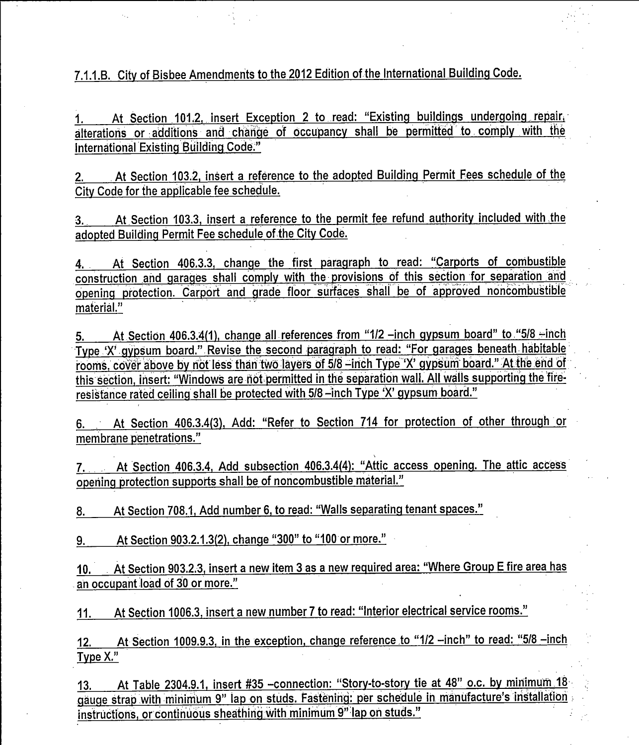7.1.1.B. City of Bisbee Amendments to the 2012 Edition of the International Building Code.

1. At Section 101.2, insert Exception 2 to read: "Existing buildings undergoing repair, alterations or additions and change of occupancy shall be permitted to comply with the International Existing Building Code."

2. At Section 103.2, insert a reference to the adopted Building Permit Fees schedule of the City Code for the applicable fee schedule.

3. At Section 103.3, insert a reference to the permit fee refund authority included with the adopted Building Permit Fee schedule of the City Code.

4. At Section 406.3.3, change the first paragraph to read: "Carports of combustible construction and garages shall comply with the provisions of this section for separation and opening protection. Carport and grade floor surfaces shall be of approved noncombustible material."

5. At Section 406.3.4(1), change all references from "1/2 –inch gypsum board" to "5/8 –inch Type 'X' gypsum board." Revise the second paragraph to read: "For garages beneath habitable rooms, cover above by not less than two layers of 5/8 –inch Type 'X' gypsum board." At the end of this section, insert: "Windows are not permitted in the separation wall. All walls supporting the fire-resistance rated ceiling shall be protected with 5/8 –inch Type 'X' gypsum board."

6. At Section 406.3.4(3), Add: "Refer to Section 714 for protection of other through or membrane penetrations."

7. At Section 406.3.4, Add subsection 406.3.4(4): "Attic access opening. The attic access opening protection supports shall be of noncombustible material."

8. At Section 708.1, Add number 6, to read: "Walls separating tenant spaces."

9. At Section 903.2.1.3(2), change "300" to "100 or more."

10. At Section 903.2.3, insert a new item 3 as a new required area: "Where Group E fire area has an occupant load of 30 or more."

11. At Section 1006.3, insert a new number 7 to read: "Interior electrical service rooms."

12. At Section 1009.9.3, in the exception, change reference to "1/2 –inch" to read: "5/8 –inch Type X."

13. At Table 2304.9.1, insert #35 –connection: "Story-to-story tie at 48" o.c. by minimum 18 gauge strap with minimum 9" lap on studs. Fastening: per schedule in manufacture's installation instructions, or continuous sheathing with minimum 9" lap on studs."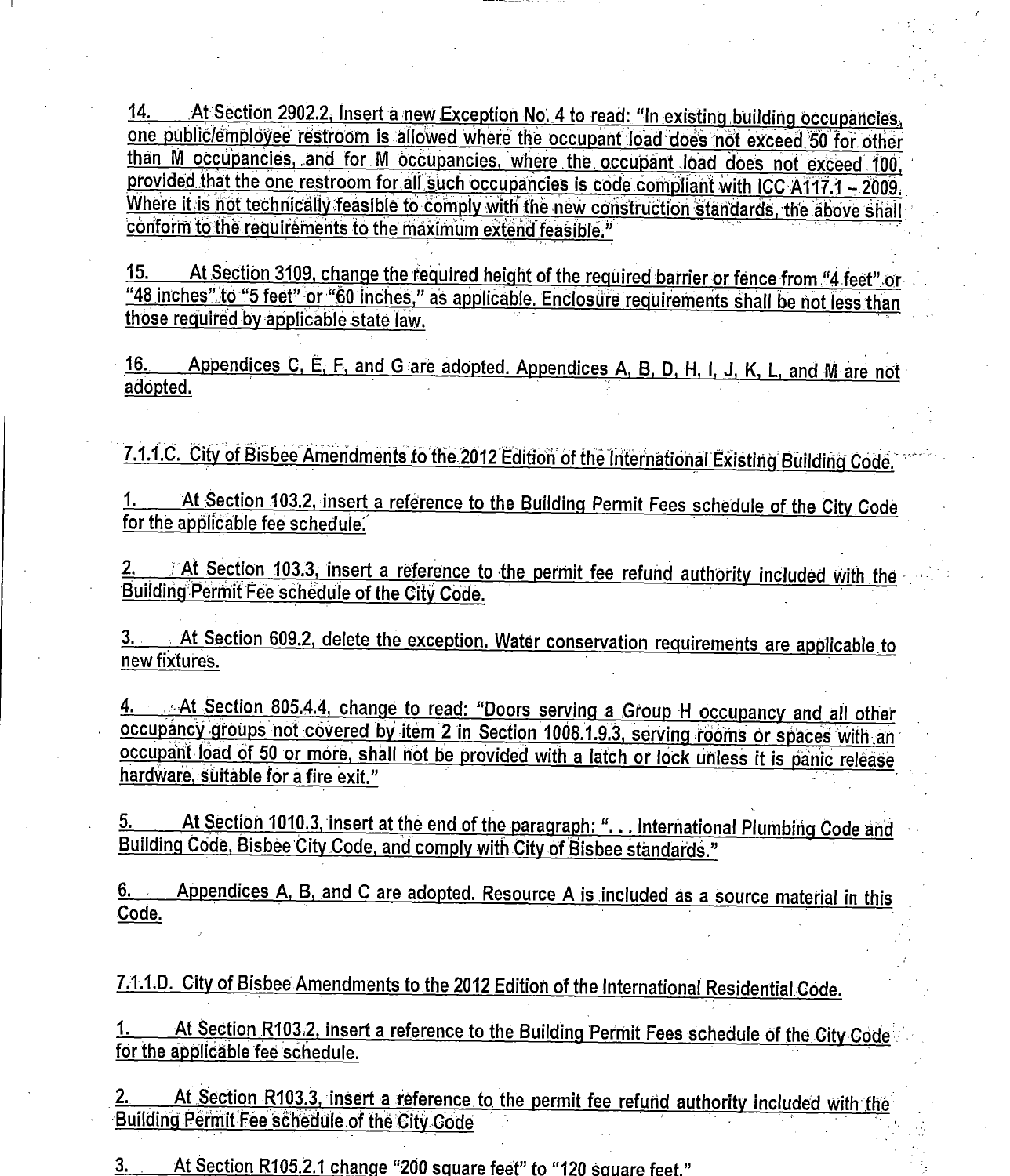14. At Section 2902.2, Insert a new Exception No. 4 to read: "In existing building occupancies, one public/employee restroom is allowed where the occupant load does not exceed 50 for other than M occupancies, and for M occupancies, where the occupant load does not exceed 100, provided that the one restroom for all such occupancies is code compliant with ICC A117.1 – 2009. Where it is not technically feasible to comply with the new construction standards, the above shall conform to the requirements to the maximum extend feasible."

15. At Section 3109, change the required height of the required barrier or fence from "4 feet" or "48 inches" to "5 feet" or "60 inches," as applicable. Enclosure requirements shall be not less than those required by applicable state law.

16. Appendices C, E, F, and G are adopted. Appendices A, B, D, H, I, J, K, L, and M are not adopted.

7.1.1.C. City of Bisbee Amendments to the 2012 Edition of the International Existing Building Code.

1. At Section 103.2, insert a reference to the Building Permit Fees schedule of the City Code for the applicable fee schedule.

2. At Section 103.3, insert a reference to the permit fee refund authority included with the Building Permit Fee schedule of the City Code.

3. At Section 609.2, delete the exception. Water conservation requirements are applicable to new fixtures.

4. At Section 805.4.4, change to read: "Doors serving a Group H occupancy and all other occupancy groups not covered by item 2 in Section 1008.1.9.3, serving rooms or spaces with an occupant load of 50 or more, shall not be provided with a latch or lock unless it is panic release hardware, suitable for a fire exit."

5. At Section 1010.3, insert at the end of the paragraph: ". . . International Plumbing Code and Building Code, Bisbee City Code, and comply with City of Bisbee standards."

6. Appendices A, B, and C are adopted. Resource A is included as a source material in this Code.

7.1.1.D. City of Bisbee Amendments to the 2012 Edition of the International Residential Code.

1. At Section R103.2, insert a reference to the Building Permit Fees schedule of the City Code for the applicable fee schedule.

2. At Section R103.3, insert a reference to the permit fee refund authority included with the Building Permit Fee schedule of the City Code

3. At Section R105.2.1 change "200 square feet" to "120 square feet."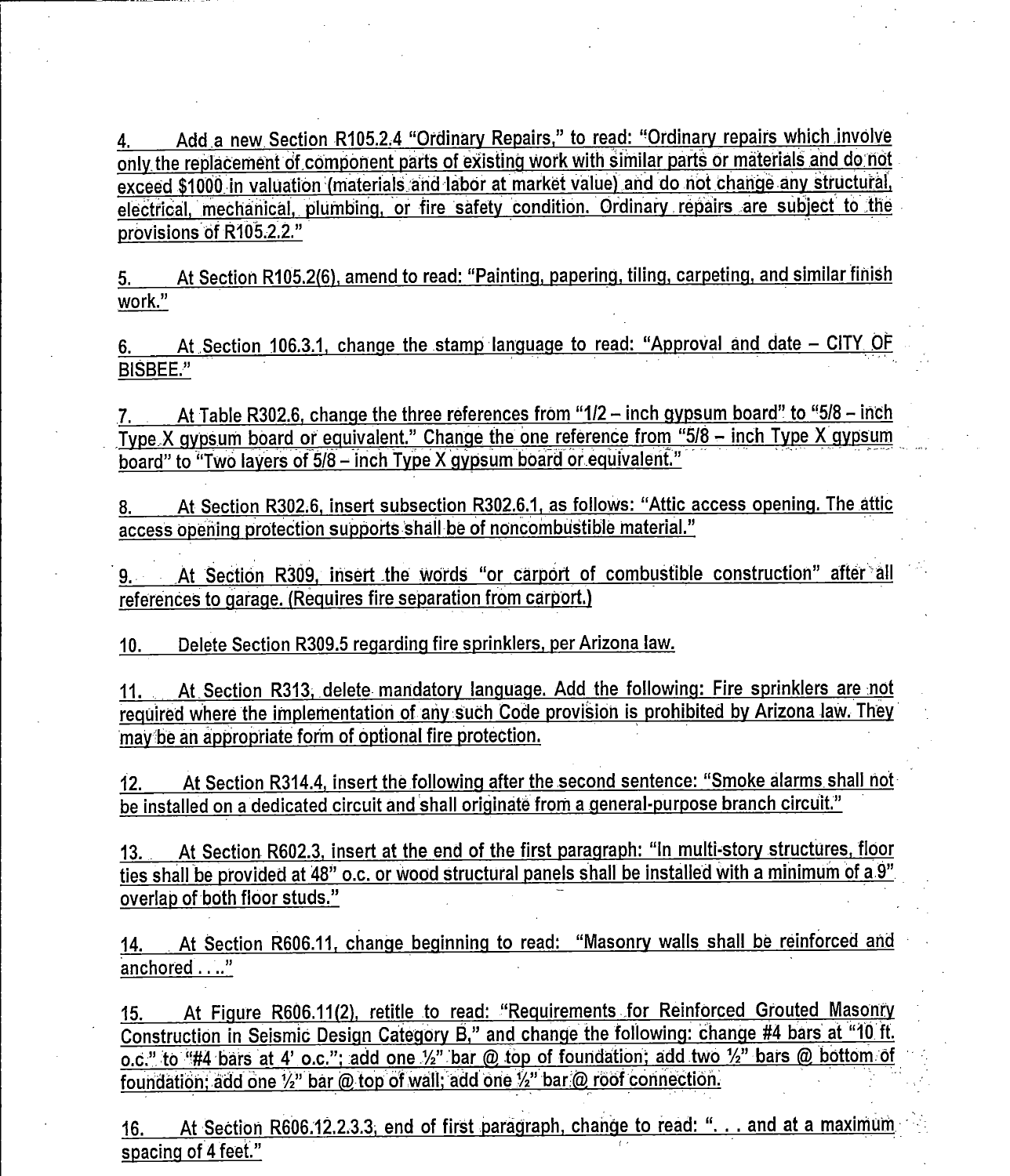4. Add a new Section R105.2.4 "Ordinary Repairs," to read: "Ordinary repairs which involve only the replacement of component parts of existing work with similar parts or materials and do not exceed $1000 in valuation (materials and labor at market value) and do not change any structural, electrical, mechanical, plumbing, or fire safety condition. Ordinary repairs are subject to the provisions of R105.2.2."

5. At Section R105.2(6), amend to read: "Painting, papering, tiling, carpeting, and similar finish work."

6. At Section 106.3.1, change the stamp language to read: "Approval and date – CITY OF BISBEE."

7. At Table R302.6, change the three references from "1/2 – inch gypsum board" to "5/8 – inch Type X gypsum board or equivalent." Change the one reference from "5/8 – inch Type X gypsum board" to "Two layers of 5/8 – inch Type X gypsum board or equivalent."

8. At Section R302.6, insert subsection R302.6.1, as follows: "Attic access opening. The attic access opening protection supports shall be of noncombustible material."

9. At Section R309, insert the words "or carport of combustible construction" after all references to garage. (Requires fire separation from carport.)

10. Delete Section R309.5 regarding fire sprinklers, per Arizona law.

11. At Section R313, delete mandatory language. Add the following: Fire sprinklers are not required where the implementation of any such Code provision is prohibited by Arizona law. They may be an appropriate form of optional fire protection.

12. At Section R314.4, insert the following after the second sentence: "Smoke alarms shall not be installed on a dedicated circuit and shall originate from a general-purpose branch circuit."

13. At Section R602.3, insert at the end of the first paragraph: "In multi-story structures, floor ties shall be provided at 48" o.c. or wood structural panels shall be installed with a minimum of a 9" overlap of both floor studs."

14. At Section R606.11, change beginning to read: "Masonry walls shall be reinforced and anchored . . .."

15. At Figure R606.11(2), retitle to read: "Requirements for Reinforced Grouted Masonry Construction in Seismic Design Category B," and change the following: change #4 bars at "10 ft. o.c." to "#4 bars at 4' o.c."; add one ½" bar @ top of foundation; add two ½" bars @ bottom of foundation; add one ½" bar @ top of wall; add one ½" bar @ roof connection.

16. At Section R606.12.2.3.3, end of first paragraph, change to read: ". . . and at a maximum spacing of 4 feet."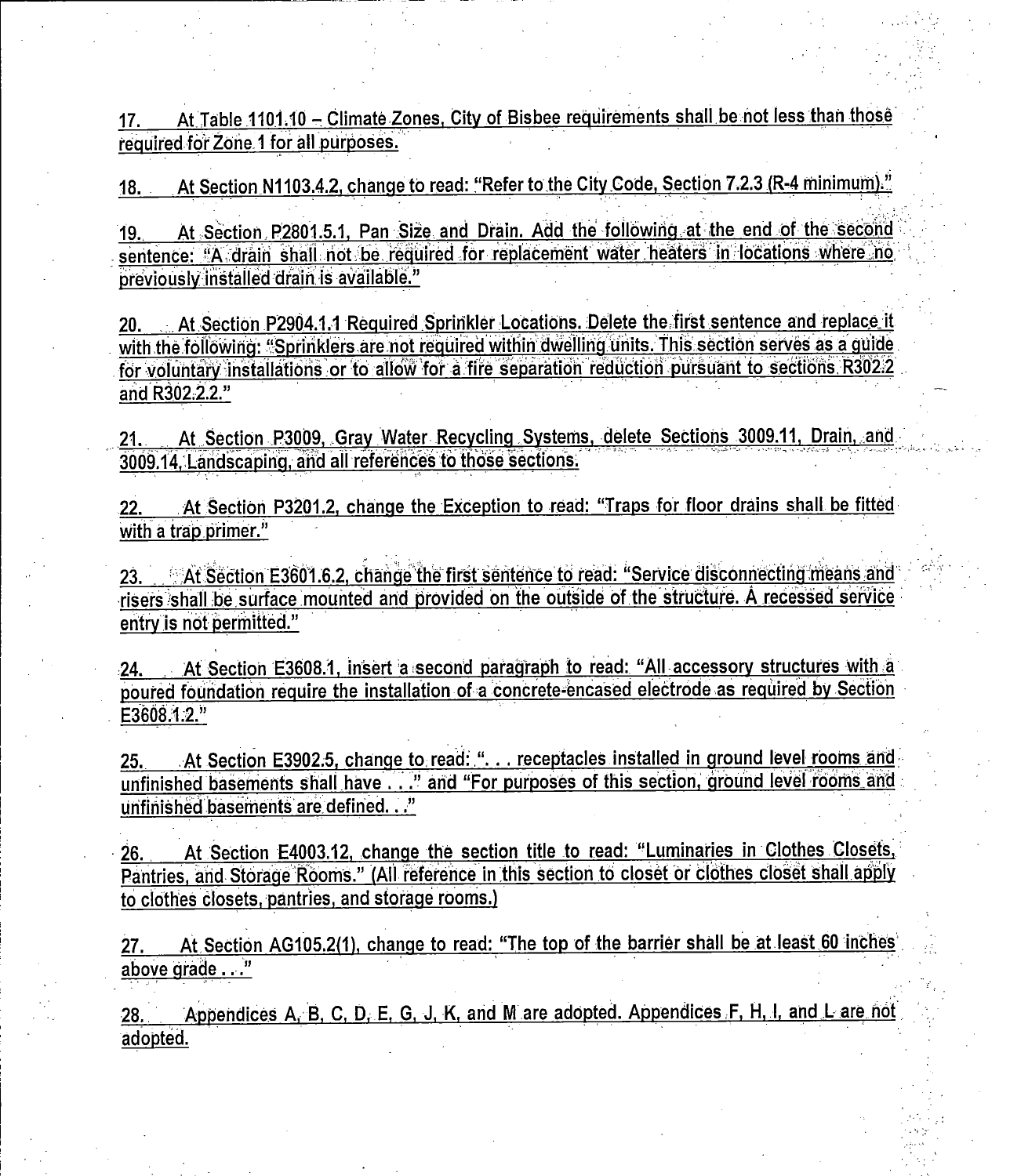17. At Table 1101.10 – Climate Zones, City of Bisbee requirements shall be not less than those required for Zone 1 for all purposes.

18. At Section N1103.4.2, change to read: "Refer to the City Code, Section 7.2.3 (R-4 minimum)."

19. At Section P2801.5.1, Pan Size and Drain. Add the following at the end of the second sentence: "A drain shall not be required for replacement water heaters in locations where no previously installed drain is available."

20. At Section P2904.1.1 Required Sprinkler Locations. Delete the first sentence and replace it with the following: "Sprinklers are not required within dwelling units. This section serves as a guide for voluntary installations or to allow for a fire separation reduction pursuant to sections R302.2 and R302.2.2."

21. At Section P3009, Gray Water Recycling Systems, delete Sections 3009.11, Drain, and 3009.14, Landscaping, and all references to those sections.

22. At Section P3201.2, change the Exception to read: "Traps for floor drains shall be fitted with a trap primer."

23. At Section E3601.6.2, change the first sentence to read: "Service disconnecting means and risers shall be surface mounted and provided on the outside of the structure. A recessed service entry is not permitted."

24. At Section E3608.1, insert a second paragraph to read: "All accessory structures with a poured foundation require the installation of a concrete-encased electrode as required by Section E3608.1.2."

25. At Section E3902.5, change to read: ". . . receptacles installed in ground level rooms and unfinished basements shall have . . ." and "For purposes of this section, ground level rooms and unfinished basements are defined. . ."

26. At Section E4003.12, change the section title to read: "Luminaries in Clothes Closets, Pantries, and Storage Rooms." (All reference in this section to closet or clothes closet shall apply to clothes closets, pantries, and storage rooms.)

27. At Section AG105.2(1), change to read: "The top of the barrier shall be at least 60 inches above grade . . ."

28. Appendices A, B, C, D, E, G, J, K, and M are adopted. Appendices F, H, I, and L are not adopted.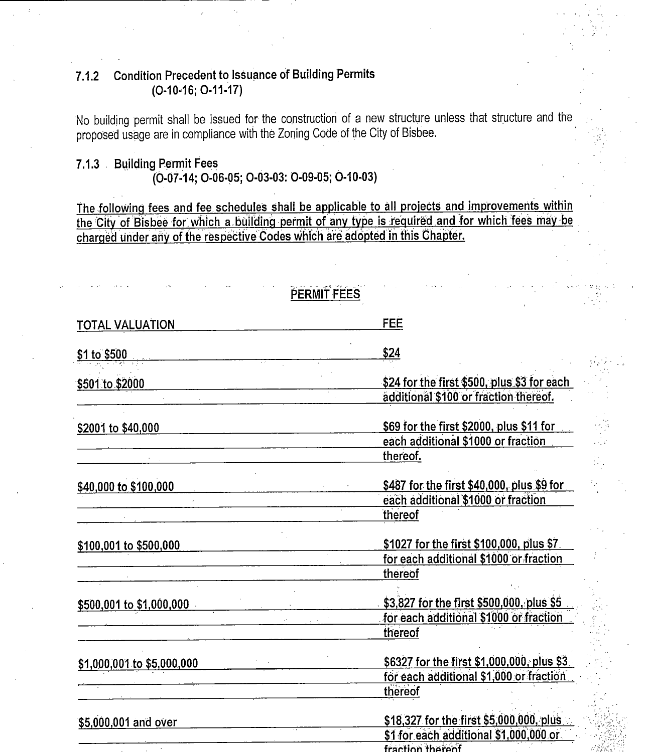### 7.1.2 Condition Precedent to Issuance of Building Permits
(O-10-16; O-11-17)

No building permit shall be issued for the construction of a new structure unless that structure and the proposed usage are in compliance with the Zoning Code of the City of Bisbee.

### 7.1.3 Building Permit Fees
(O-07-14; O-06-05; O-03-03: O-09-05; O-10-03)

The following fees and fee schedules shall be applicable to all projects and improvements within the City of Bisbee for which a building permit of any type is required and for which fees may be charged under any of the respective Codes which are adopted in this Chapter.

**PERMIT FEES**

| TOTAL VALUATION | FEE |
|---|---|
| $1 to $500 | $24 |
| $501 to $2000 | $24 for the first $500, plus $3 for each additional $100 or fraction thereof. |
| $2001 to $40,000 | $69 for the first $2000, plus $11 for each additional $1000 or fraction thereof. |
| $40,000 to $100,000 | $487 for the first $40,000, plus $9 for each additional $1000 or fraction thereof |
| $100,001 to $500,000 | $1027 for the first $100,000, plus $7 for each additional $1000 or fraction thereof |
| $500,001 to $1,000,000 | $3,827 for the first $500,000, plus $5 for each additional $1000 or fraction thereof |
| $1,000,001 to $5,000,000 | $6327 for the first $1,000,000, plus $3 for each additional $1,000 or fraction thereof |
| $5,000,001 and over | $18,327 for the first $5,000,000, plus $1 for each additional $1,000,000 or fraction thereof |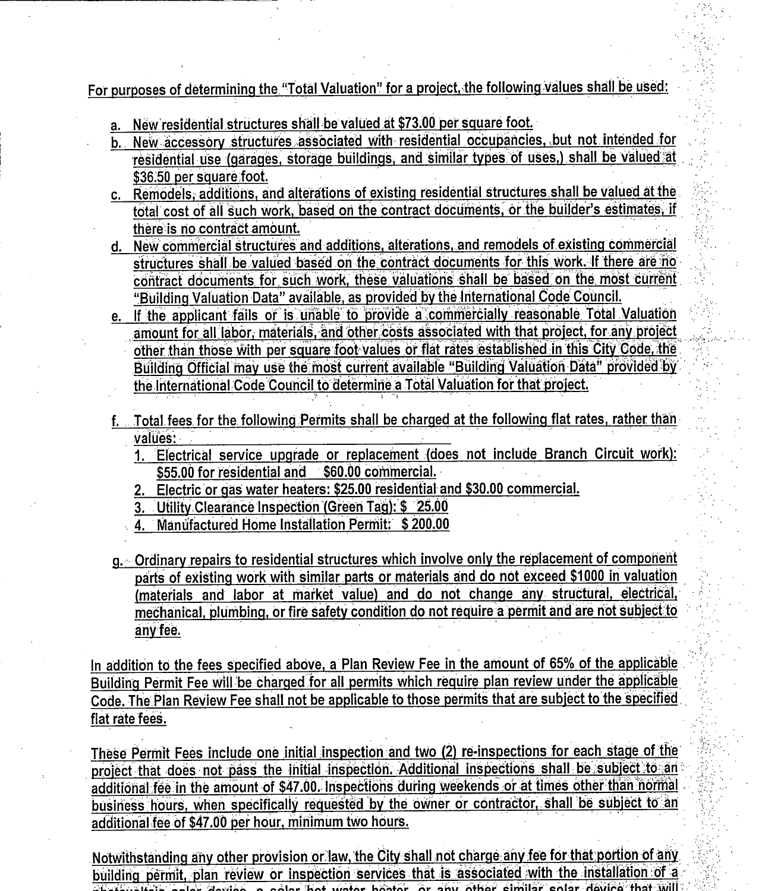For purposes of determining the "Total Valuation" for a project, the following values shall be used:

a. New residential structures shall be valued at $73.00 per square foot.

b. New accessory structures associated with residential occupancies, but not intended for residential use (garages, storage buildings, and similar types of uses,) shall be valued at $36.50 per square foot.

c. Remodels, additions, and alterations of existing residential structures shall be valued at the total cost of all such work, based on the contract documents, or the builder's estimates, if there is no contract amount.

d. New commercial structures and additions, alterations, and remodels of existing commercial structures shall be valued based on the contract documents for this work. If there are no contract documents for such work, these valuations shall be based on the most current "Building Valuation Data" available, as provided by the International Code Council.

e. If the applicant fails or is unable to provide a commercially reasonable Total Valuation amount for all labor, materials, and other costs associated with that project, for any project other than those with per square foot values or flat rates established in this City Code, the Building Official may use the most current available "Building Valuation Data" provided by the International Code Council to determine a Total Valuation for that project.

f. Total fees for the following Permits shall be charged at the following flat rates, rather than values:
   1. Electrical service upgrade or replacement (does not include Branch Circuit work): $55.00 for residential and $60.00 commercial.
   2. Electric or gas water heaters: $25.00 residential and $30.00 commercial.
   3. Utility Clearance Inspection (Green Tag): $ 25.00
   4. Manufactured Home Installation Permit: $ 200.00

g. Ordinary repairs to residential structures which involve only the replacement of component parts of existing work with similar parts or materials and do not exceed $1000 in valuation (materials and labor at market value) and do not change any structural, electrical, mechanical, plumbing, or fire safety condition do not require a permit and are not subject to any fee.

In addition to the fees specified above, a Plan Review Fee in the amount of 65% of the applicable Building Permit Fee will be charged for all permits which require plan review under the applicable Code. The Plan Review Fee shall not be applicable to those permits that are subject to the specified flat rate fees.

These Permit Fees include one initial inspection and two (2) re-inspections for each stage of the project that does not pass the initial inspection. Additional inspections shall be subject to an additional fee in the amount of $47.00. Inspections during weekends or at times other than normal business hours, when specifically requested by the owner or contractor, shall be subject to an additional fee of $47.00 per hour, minimum two hours.

Notwithstanding any other provision or law, the City shall not charge any fee for that portion of any building permit, plan review or inspection services that is associated with the installation of a photovoltaic solar device, a solar hot water heater, or any other similar solar device that will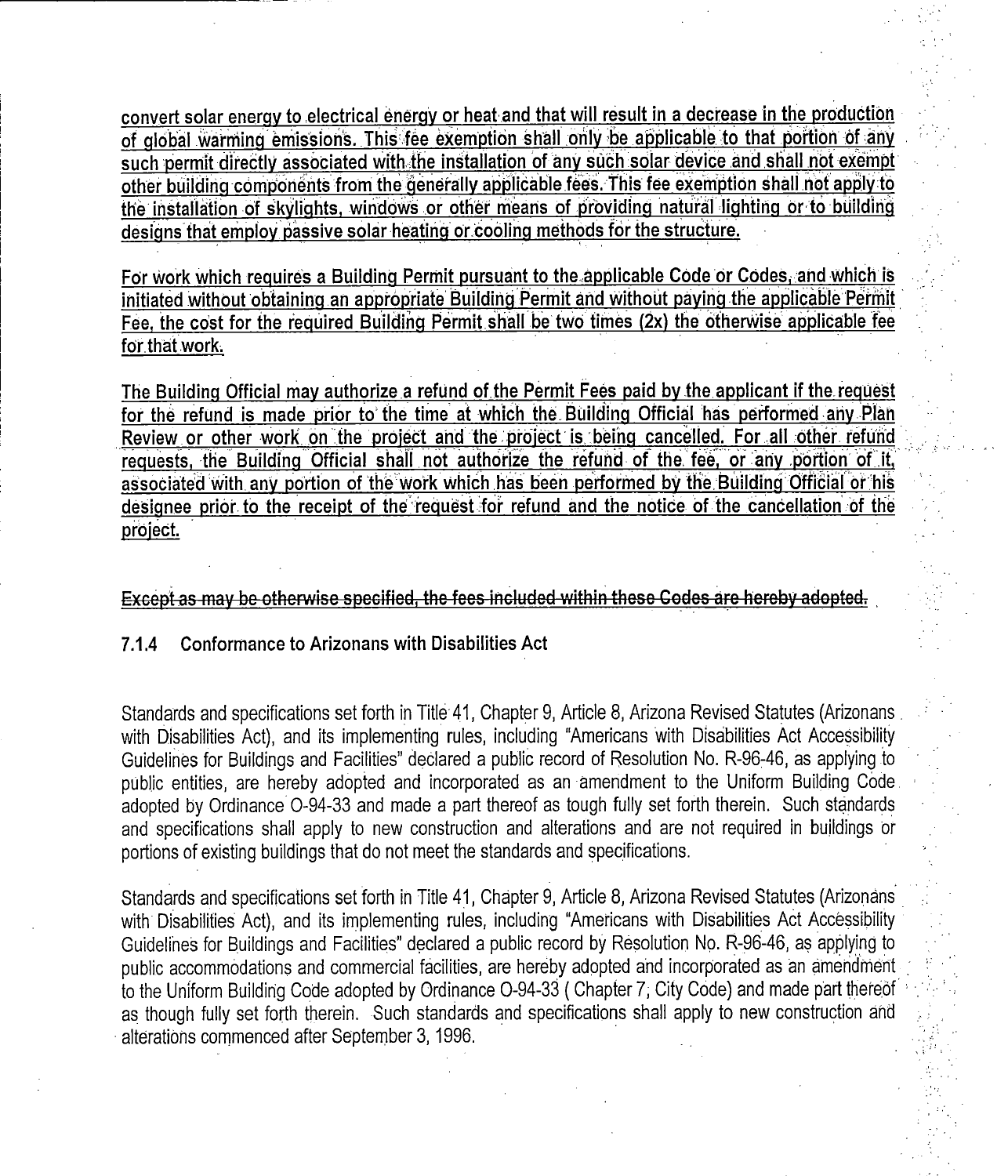convert solar energy to electrical energy or heat and that will result in a decrease in the production of global warming emissions. This fee exemption shall only be applicable to that portion of any such permit directly associated with the installation of any such solar device and shall not exempt other building components from the generally applicable fees. This fee exemption shall not apply to the installation of skylights, windows or other means of providing natural lighting or to building designs that employ passive solar heating or cooling methods for the structure.

For work which requires a Building Permit pursuant to the applicable Code or Codes, and which is initiated without obtaining an appropriate Building Permit and without paying the applicable Permit Fee, the cost for the required Building Permit shall be two times (2x) the otherwise applicable fee for that work.

The Building Official may authorize a refund of the Permit Fees paid by the applicant if the request for the refund is made prior to the time at which the Building Official has performed any Plan Review or other work on the project and the project is being cancelled. For all other refund requests, the Building Official shall not authorize the refund of the fee, or any portion of it, associated with any portion of the work which has been performed by the Building Official or his designee prior to the receipt of the request for refund and the notice of the cancellation of the project.

~~Except as may be otherwise specified, the fees included within these Codes are hereby adopted.~~

### 7.1.4 Conformance to Arizonans with Disabilities Act

Standards and specifications set forth in Title 41, Chapter 9, Article 8, Arizona Revised Statutes (Arizonans with Disabilities Act), and its implementing rules, including "Americans with Disabilities Act Accessibility Guidelines for Buildings and Facilities" declared a public record of Resolution No. R-96-46, as applying to public entities, are hereby adopted and incorporated as an amendment to the Uniform Building Code adopted by Ordinance O-94-33 and made a part thereof as tough fully set forth therein. Such standards and specifications shall apply to new construction and alterations and are not required in buildings or portions of existing buildings that do not meet the standards and specifications.

Standards and specifications set forth in Title 41, Chapter 9, Article 8, Arizona Revised Statutes (Arizonans with Disabilities Act), and its implementing rules, including "Americans with Disabilities Act Accessibility Guidelines for Buildings and Facilities" declared a public record by Resolution No. R-96-46, as applying to public accommodations and commercial facilities, are hereby adopted and incorporated as an amendment to the Uniform Building Code adopted by Ordinance O-94-33 ( Chapter 7, City Code) and made part thereof as though fully set forth therein. Such standards and specifications shall apply to new construction and alterations commenced after September 3, 1996.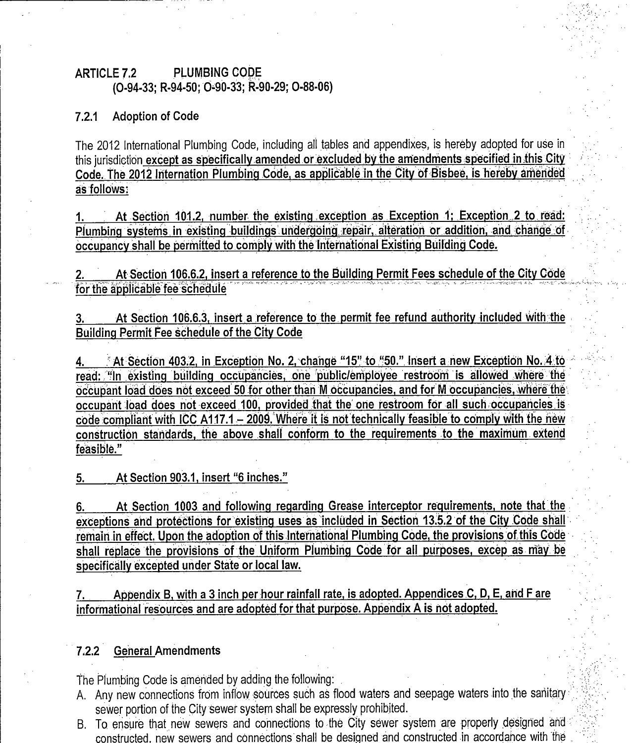## ARTICLE 7.2 PLUMBING CODE
(O-94-33; R-94-50; O-90-33; R-90-29; O-88-06)

### 7.2.1 Adoption of Code

The 2012 International Plumbing Code, including all tables and appendixes, is hereby adopted for use in this jurisdiction except as specifically amended or excluded by the amendments specified in this City Code. The 2012 Internation Plumbing Code, as applicable in the City of Bisbee, is hereby amended as follows:

1. At Section 101.2, number the existing exception as Exception 1; Exception 2 to read: Plumbing systems in existing buildings undergoing repair, alteration or addition, and change of occupancy shall be permitted to comply with the International Existing Building Code.

2. At Section 106.6.2, insert a reference to the Building Permit Fees schedule of the City Code for the applicable fee schedule

3. At Section 106.6.3, insert a reference to the permit fee refund authority included with the Building Permit Fee schedule of the City Code

4. At Section 403.2, in Exception No. 2, change "15" to "50." Insert a new Exception No. 4 to read: "In existing building occupancies, one public/employee restroom is allowed where the occupant load does not exceed 50 for other than M occupancies, and for M occupancies, where the occupant load does not exceed 100, provided that the one restroom for all such occupancies is code compliant with ICC A117.1 – 2009. Where it is not technically feasible to comply with the new construction standards, the above shall conform to the requirements to the maximum extend feasible."

5. At Section 903.1, insert "6 inches."

6. At Section 1003 and following regarding Grease interceptor requirements, note that the exceptions and protections for existing uses as included in Section 13.5.2 of the City Code shall remain in effect. Upon the adoption of this International Plumbing Code, the provisions of this Code shall replace the provisions of the Uniform Plumbing Code for all purposes, excep as may be specifically excepted under State or local law.

7. Appendix B, with a 3 inch per hour rainfall rate, is adopted. Appendices C, D, E, and F are informational resources and are adopted for that purpose. Appendix A is not adopted.

### 7.2.2 General Amendments

The Plumbing Code is amended by adding the following:

A. Any new connections from inflow sources such as flood waters and seepage waters into the sanitary sewer portion of the City sewer system shall be expressly prohibited.

B. To ensure that new sewers and connections to the City sewer system are properly designed and constructed, new sewers and connections shall be designed and constructed in accordance with the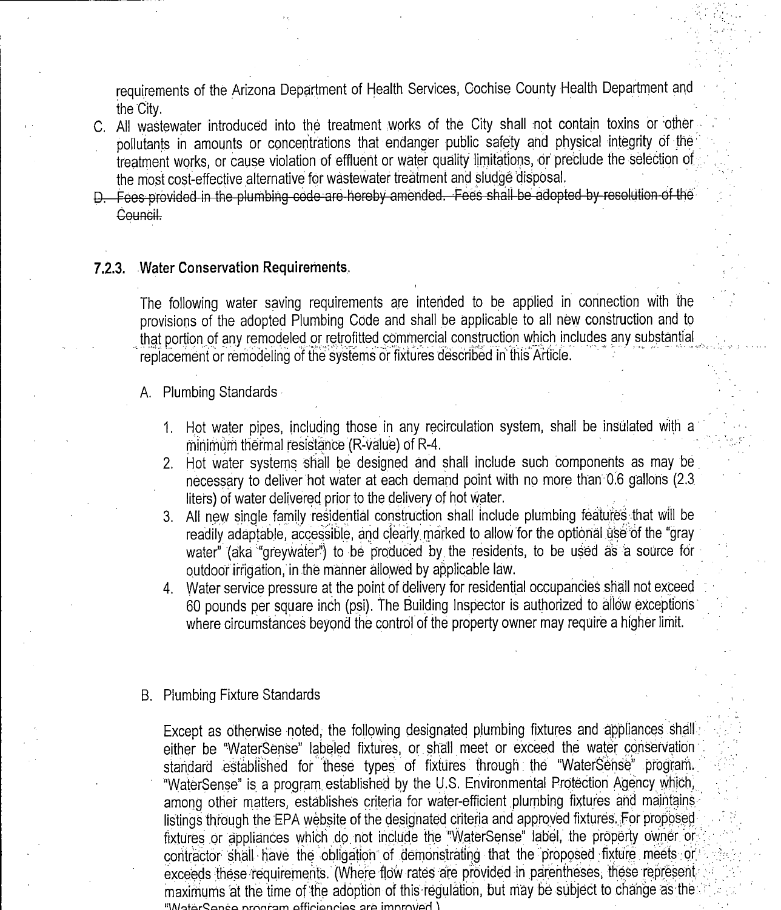requirements of the Arizona Department of Health Services, Cochise County Health Department and the City.

C. All wastewater introduced into the treatment works of the City shall not contain toxins or other pollutants in amounts or concentrations that endanger public safety and physical integrity of the treatment works, or cause violation of effluent or water quality limitations, or preclude the selection of the most cost-effective alternative for wastewater treatment and sludge disposal.

D. ~~Fees provided in the plumbing code are hereby amended. Fees shall be adopted by resolution of the Council.~~

### 7.2.3. Water Conservation Requirements.

The following water saving requirements are intended to be applied in connection with the provisions of the adopted Plumbing Code and shall be applicable to all new construction and to that portion of any remodeled or retrofitted commercial construction which includes any substantial replacement or remodeling of the systems or fixtures described in this Article.

A. Plumbing Standards

1. Hot water pipes, including those in any recirculation system, shall be insulated with a minimum thermal resistance (R-value) of R-4.
2. Hot water systems shall be designed and shall include such components as may be necessary to deliver hot water at each demand point with no more than 0.6 gallons (2.3 liters) of water delivered prior to the delivery of hot water.
3. All new single family residential construction shall include plumbing features that will be readily adaptable, accessible, and clearly marked to allow for the optional use of the "gray water" (aka "greywater") to be produced by the residents, to be used as a source for outdoor irrigation, in the manner allowed by applicable law.
4. Water service pressure at the point of delivery for residential occupancies shall not exceed 60 pounds per square inch (psi). The Building Inspector is authorized to allow exceptions where circumstances beyond the control of the property owner may require a higher limit.

B. Plumbing Fixture Standards

Except as otherwise noted, the following designated plumbing fixtures and appliances shall either be "WaterSense" labeled fixtures, or shall meet or exceed the water conservation standard established for these types of fixtures through the "WaterSense" program. "WaterSense" is a program established by the U.S. Environmental Protection Agency which, among other matters, establishes criteria for water-efficient plumbing fixtures and maintains listings through the EPA website of the designated criteria and approved fixtures. For proposed fixtures or appliances which do not include the "WaterSense" label, the property owner or contractor shall have the obligation of demonstrating that the proposed fixture meets or exceeds these requirements. (Where flow rates are provided in parentheses, these represent maximums at the time of the adoption of this regulation, but may be subject to change as the "WaterSense program efficiencies are improved.)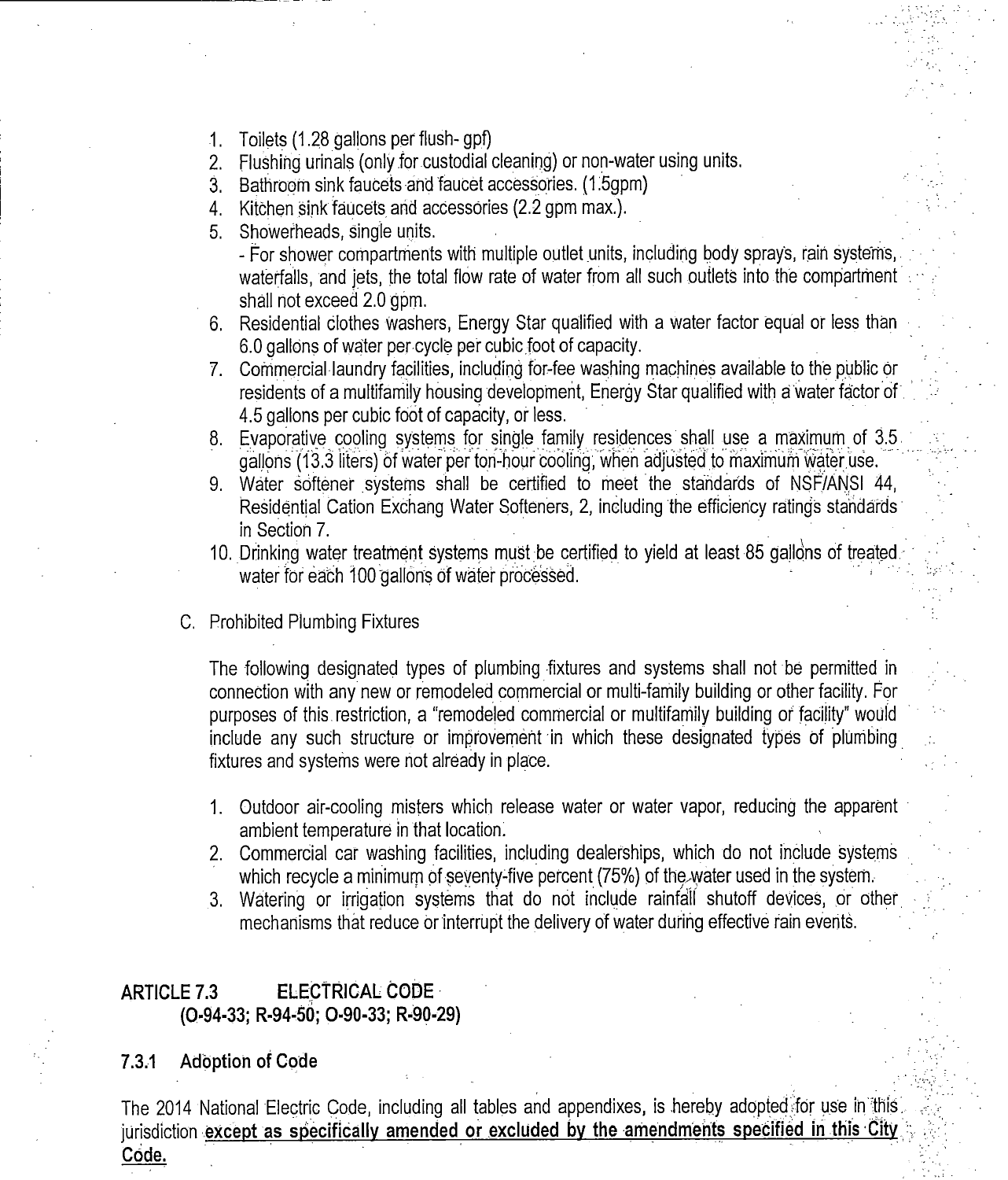1. Toilets (1.28 gallons per flush- gpf)
2. Flushing urinals (only for custodial cleaning) or non-water using units.
3. Bathroom sink faucets and faucet accessories. (1.5gpm)
4. Kitchen sink faucets and accessories (2.2 gpm max.).
5. Showerheads, single units.
   - For shower compartments with multiple outlet units, including body sprays, rain systems, waterfalls, and jets, the total flow rate of water from all such outlets into the compartment shall not exceed 2.0 gpm.
6. Residential clothes washers, Energy Star qualified with a water factor equal or less than 6.0 gallons of water per cycle per cubic foot of capacity.
7. Commercial laundry facilities, including for-fee washing machines available to the public or residents of a multifamily housing development, Energy Star qualified with a water factor of 4.5 gallons per cubic foot of capacity, or less.
8. Evaporative cooling systems for single family residences shall use a maximum of 3.5 gallons (13.3 liters) of water per ton-hour cooling, when adjusted to maximum water use.
9. Water softener systems shall be certified to meet the standards of NSF/ANSI 44, Residential Cation Exchang Water Softeners, 2, including the efficiency ratings standards in Section 7.
10. Drinking water treatment systems must be certified to yield at least 85 gallons of treated water for each 100 gallons of water processed.

C. Prohibited Plumbing Fixtures

The following designated types of plumbing fixtures and systems shall not be permitted in connection with any new or remodeled commercial or multi-family building or other facility. For purposes of this restriction, a "remodeled commercial or multifamily building or facility" would include any such structure or improvement in which these designated types of plumbing fixtures and systems were not already in place.

1. Outdoor air-cooling misters which release water or water vapor, reducing the apparent ambient temperature in that location.
2. Commercial car washing facilities, including dealerships, which do not include systems which recycle a minimum of seventy-five percent (75%) of the water used in the system.
3. Watering or irrigation systems that do not include rainfall shutoff devices, or other mechanisms that reduce or interrupt the delivery of water during effective rain events.

## ARTICLE 7.3 ELECTRICAL CODE
**(O-94-33; R-94-50; O-90-33; R-90-29)**

### 7.3.1 Adoption of Code

The 2014 National Electric Code, including all tables and appendixes, is hereby adopted for use in this jurisdiction **except as specifically amended or excluded by the amendments specified in this City Code.**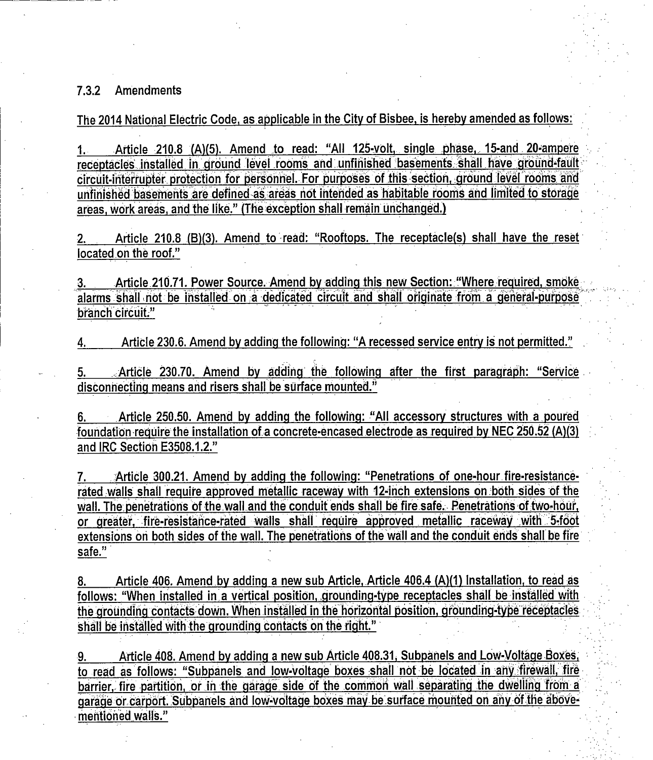### 7.3.2 Amendments

The 2014 National Electric Code, as applicable in the City of Bisbee, is hereby amended as follows:

1. Article 210.8 (A)(5). Amend to read: "All 125-volt, single phase, 15-and 20-ampere receptacles installed in ground level rooms and unfinished basements shall have ground-fault circuit-interrupter protection for personnel. For purposes of this section, ground level rooms and unfinished basements are defined as areas not intended as habitable rooms and limited to storage areas, work areas, and the like." (The exception shall remain unchanged.)

2. Article 210.8 (B)(3). Amend to read: "Rooftops. The receptacle(s) shall have the reset located on the roof."

3. Article 210.71. Power Source. Amend by adding this new Section: "Where required, smoke alarms shall not be installed on a dedicated circuit and shall originate from a general-purpose branch circuit."

4. Article 230.6. Amend by adding the following: "A recessed service entry is not permitted."

5. Article 230.70. Amend by adding the following after the first paragraph: "Service disconnecting means and risers shall be surface mounted."

6. Article 250.50. Amend by adding the following: "All accessory structures with a poured foundation require the installation of a concrete-encased electrode as required by NEC 250.52 (A)(3) and IRC Section E3508.1.2."

7. Article 300.21. Amend by adding the following: "Penetrations of one-hour fire-resistance-rated walls shall require approved metallic raceway with 12-inch extensions on both sides of the wall. The penetrations of the wall and the conduit ends shall be fire safe. Penetrations of two-hour, or greater, fire-resistance-rated walls shall require approved metallic raceway with 5-foot extensions on both sides of the wall. The penetrations of the wall and the conduit ends shall be fire safe."

8. Article 406. Amend by adding a new sub Article, Article 406.4 (A)(1) Installation, to read as follows: "When installed in a vertical position, grounding-type receptacles shall be installed with the grounding contacts down. When installed in the horizontal position, grounding-type receptacles shall be installed with the grounding contacts on the right."

9. Article 408. Amend by adding a new sub Article 408.31, Subpanels and Low-Voltage Boxes, to read as follows: "Subpanels and low-voltage boxes shall not be located in any firewall, fire barrier, fire partition, or in the garage side of the common wall separating the dwelling from a garage or carport. Subpanels and low-voltage boxes may be surface mounted on any of the above-mentioned walls."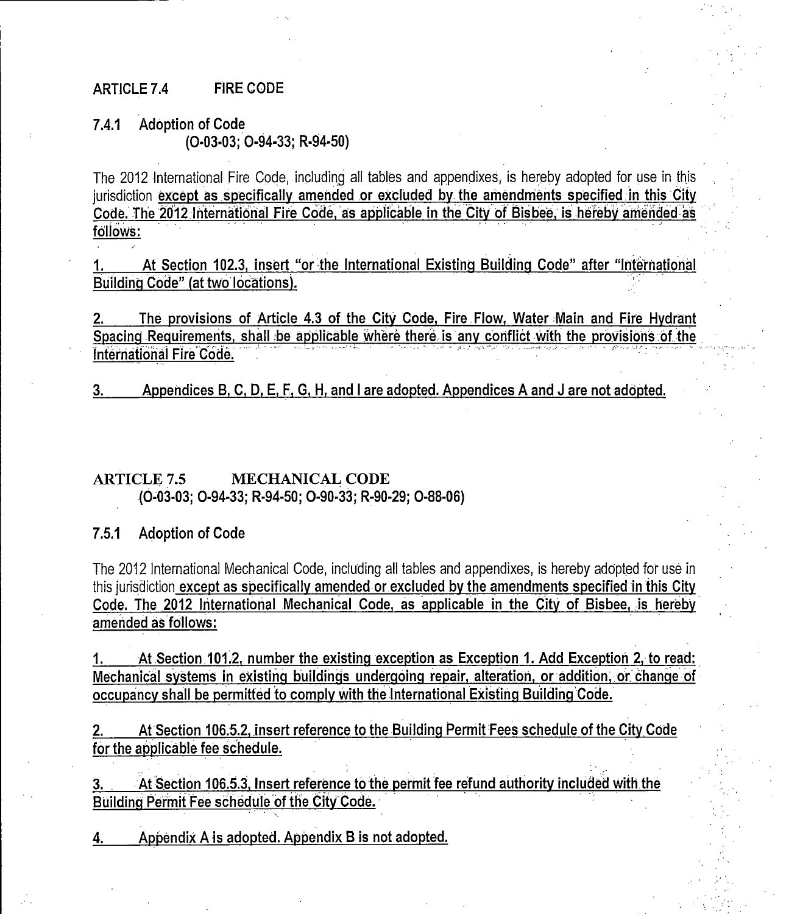## ARTICLE 7.4 FIRE CODE

### 7.4.1 Adoption of Code
(O-03-03; O-94-33; R-94-50)

The 2012 International Fire Code, including all tables and appendixes, is hereby adopted for use in this jurisdiction **except as specifically amended or excluded by the amendments specified in this City Code. The 2012 International Fire Code, as applicable in the City of Bisbee, is hereby amended as follows:**

**1. At Section 102.3, insert "or the International Existing Building Code" after "International Building Code" (at two locations).**

**2. The provisions of Article 4.3 of the City Code, Fire Flow, Water Main and Fire Hydrant Spacing Requirements, shall be applicable where there is any conflict with the provisions of the International Fire Code.**

**3. Appendices B, C, D, E, F, G, H, and I are adopted. Appendices A and J are not adopted.**

## ARTICLE 7.5 MECHANICAL CODE
(O-03-03; O-94-33; R-94-50; O-90-33; R-90-29; O-88-06)

### 7.5.1 Adoption of Code

The 2012 International Mechanical Code, including all tables and appendixes, is hereby adopted for use in this jurisdiction **except as specifically amended or excluded by the amendments specified in this City Code. The 2012 International Mechanical Code, as applicable in the City of Bisbee, is hereby amended as follows:**

**1. At Section 101.2, number the existing exception as Exception 1. Add Exception 2, to read: Mechanical systems in existing buildings undergoing repair, alteration, or addition, or change of occupancy shall be permitted to comply with the International Existing Building Code.**

**2. At Section 106.5.2, insert reference to the Building Permit Fees schedule of the City Code for the applicable fee schedule.**

**3. At Section 106.5.3, Insert reference to the permit fee refund authority included with the Building Permit Fee schedule of the City Code.**

**4. Appendix A is adopted. Appendix B is not adopted.**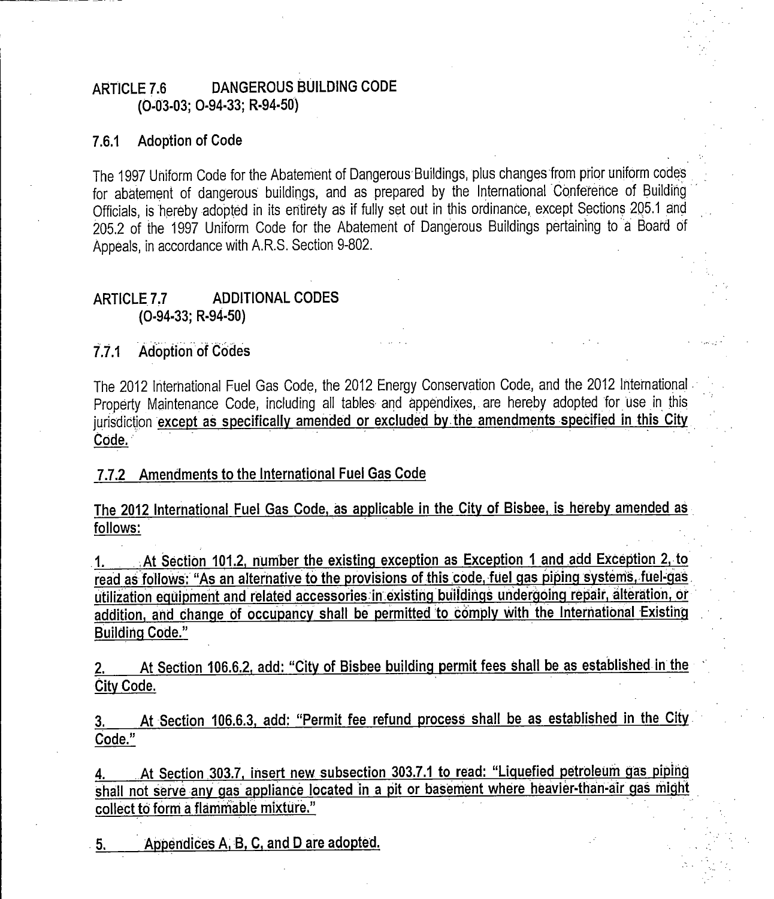## ARTICLE 7.6 DANGEROUS BUILDING CODE
(O-03-03; O-94-33; R-94-50)

### 7.6.1 Adoption of Code

The 1997 Uniform Code for the Abatement of Dangerous Buildings, plus changes from prior uniform codes for abatement of dangerous buildings, and as prepared by the International Conference of Building Officials, is hereby adopted in its entirety as if fully set out in this ordinance, except Sections 205.1 and 205.2 of the 1997 Uniform Code for the Abatement of Dangerous Buildings pertaining to a Board of Appeals, in accordance with A.R.S. Section 9-802.

## ARTICLE 7.7 ADDITIONAL CODES
(O-94-33; R-94-50)

### 7.7.1 Adoption of Codes

The 2012 International Fuel Gas Code, the 2012 Energy Conservation Code, and the 2012 International Property Maintenance Code, including all tables and appendixes, are hereby adopted for use in this jurisdiction **except as specifically amended or excluded by the amendments specified in this City Code.**

### 7.7.2 Amendments to the International Fuel Gas Code

**The 2012 International Fuel Gas Code, as applicable in the City of Bisbee, is hereby amended as follows:**

**1. At Section 101.2, number the existing exception as Exception 1 and add Exception 2, to read as follows: "As an alternative to the provisions of this code, fuel gas piping systems, fuel-gas utilization equipment and related accessories in existing buildings undergoing repair, alteration, or addition, and change of occupancy shall be permitted to comply with the International Existing Building Code."**

**2. At Section 106.6.2, add: "City of Bisbee building permit fees shall be as established in the City Code.**

**3. At Section 106.6.3, add: "Permit fee refund process shall be as established in the City Code."**

**4. At Section 303.7, insert new subsection 303.7.1 to read: "Liquefied petroleum gas piping shall not serve any gas appliance located in a pit or basement where heavier-than-air gas might collect to form a flammable mixture."**

**5. Appendices A, B, C, and D are adopted.**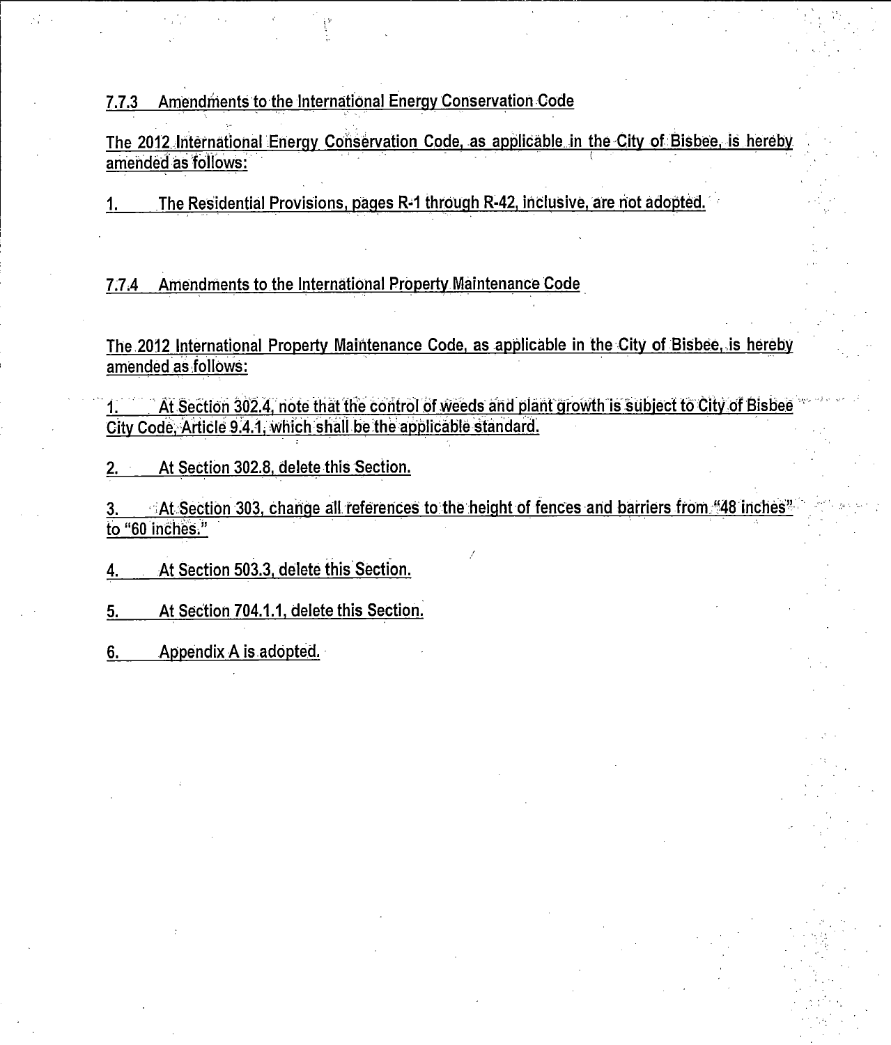### 7.7.3 Amendments to the International Energy Conservation Code

The 2012 International Energy Conservation Code, as applicable in the City of Bisbee, is hereby amended as follows:

1. The Residential Provisions, pages R-1 through R-42, inclusive, are not adopted.

### 7.7.4 Amendments to the International Property Maintenance Code

The 2012 International Property Maintenance Code, as applicable in the City of Bisbee, is hereby amended as follows:

1. At Section 302.4, note that the control of weeds and plant growth is subject to City of Bisbee City Code, Article 9.4.1, which shall be the applicable standard.

2. At Section 302.8, delete this Section.

3. At Section 303, change all references to the height of fences and barriers from "48 inches" to "60 inches."

4. At Section 503.3, delete this Section.

5. At Section 704.1.1, delete this Section.

6. Appendix A is adopted.